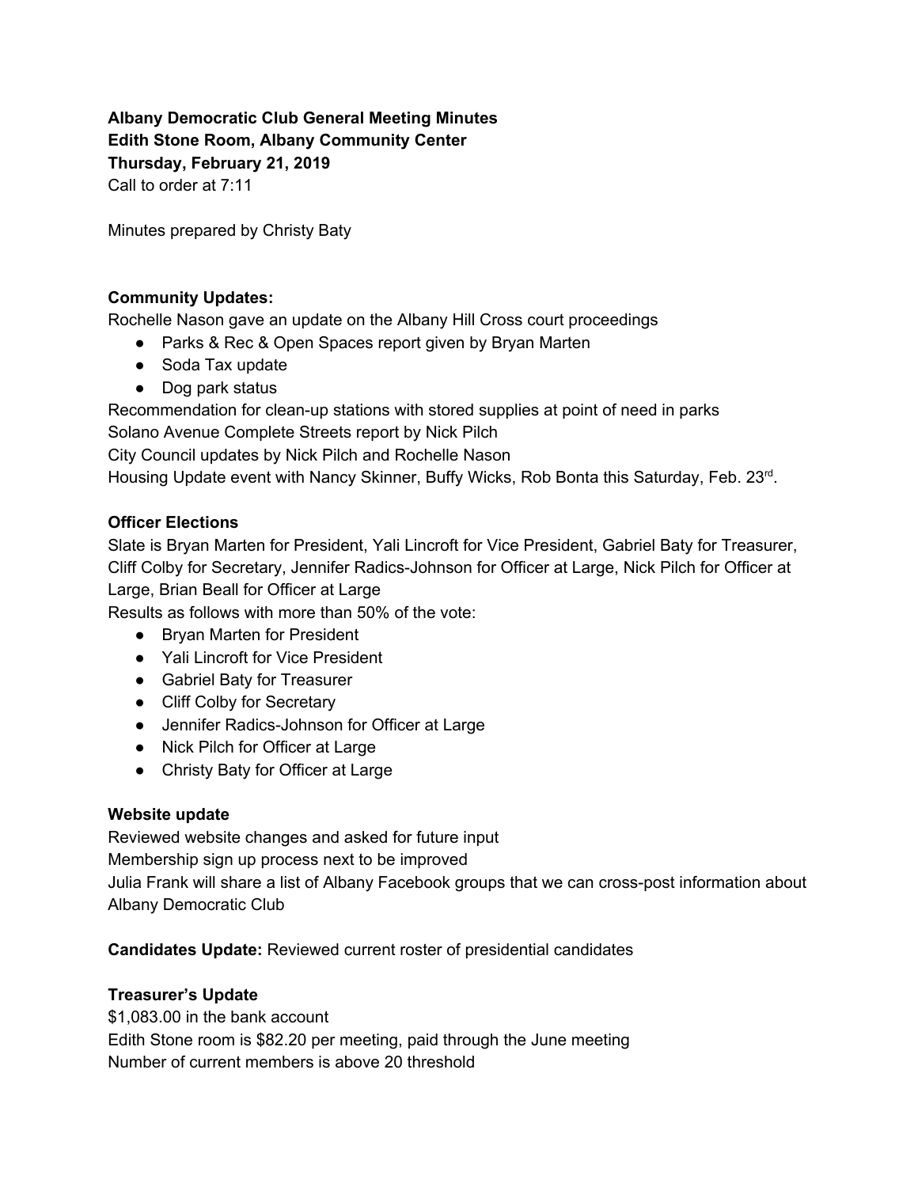**Albany Democratic Club General Meeting Minutes**
**Edith Stone Room, Albany Community Center**
**Thursday, February 21, 2019**
Call to order at 7:11

Minutes prepared by Christy Baty

**Community Updates:**
Rochelle Nason gave an update on the Albany Hill Cross court proceedings

- Parks & Rec & Open Spaces report given by Bryan Marten
- Soda Tax update
- Dog park status

Recommendation for clean-up stations with stored supplies at point of need in parks
Solano Avenue Complete Streets report by Nick Pilch
City Council updates by Nick Pilch and Rochelle Nason
Housing Update event with Nancy Skinner, Buffy Wicks, Rob Bonta this Saturday, Feb. 23rd.

**Officer Elections**
Slate is Bryan Marten for President, Yali Lincroft for Vice President, Gabriel Baty for Treasurer, Cliff Colby for Secretary, Jennifer Radics-Johnson for Officer at Large, Nick Pilch for Officer at Large, Brian Beall for Officer at Large
Results as follows with more than 50% of the vote:

- Bryan Marten for President
- Yali Lincroft for Vice President
- Gabriel Baty for Treasurer
- Cliff Colby for Secretary
- Jennifer Radics-Johnson for Officer at Large
- Nick Pilch for Officer at Large
- Christy Baty for Officer at Large

**Website update**
Reviewed website changes and asked for future input
Membership sign up process next to be improved
Julia Frank will share a list of Albany Facebook groups that we can cross-post information about Albany Democratic Club

**Candidates Update:** Reviewed current roster of presidential candidates

**Treasurer's Update**
$1,083.00 in the bank account
Edith Stone room is $82.20 per meeting, paid through the June meeting
Number of current members is above 20 threshold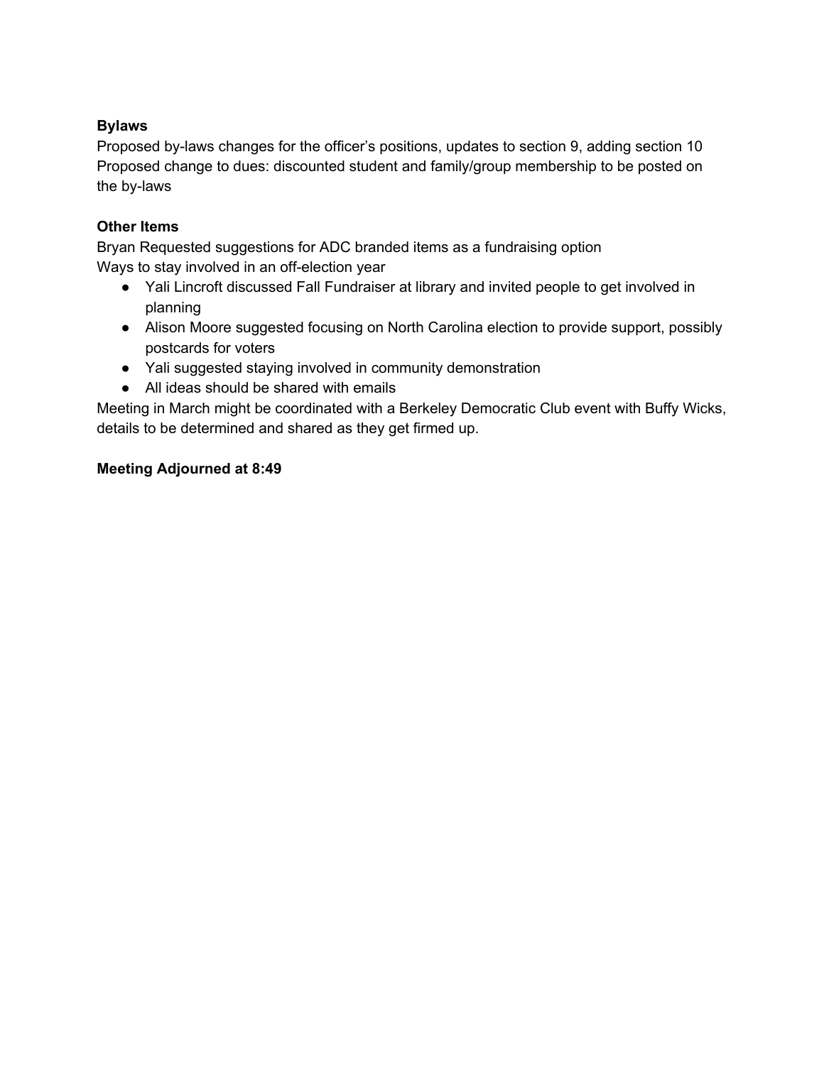**Bylaws**

Proposed by-laws changes for the officer's positions, updates to section 9, adding section 10
Proposed change to dues: discounted student and family/group membership to be posted on the by-laws

**Other Items**

Bryan Requested suggestions for ADC branded items as a fundraising option
Ways to stay involved in an off-election year

- Yali Lincroft discussed Fall Fundraiser at library and invited people to get involved in planning
- Alison Moore suggested focusing on North Carolina election to provide support, possibly postcards for voters
- Yali suggested staying involved in community demonstration
- All ideas should be shared with emails

Meeting in March might be coordinated with a Berkeley Democratic Club event with Buffy Wicks, details to be determined and shared as they get firmed up.

**Meeting Adjourned at 8:49**